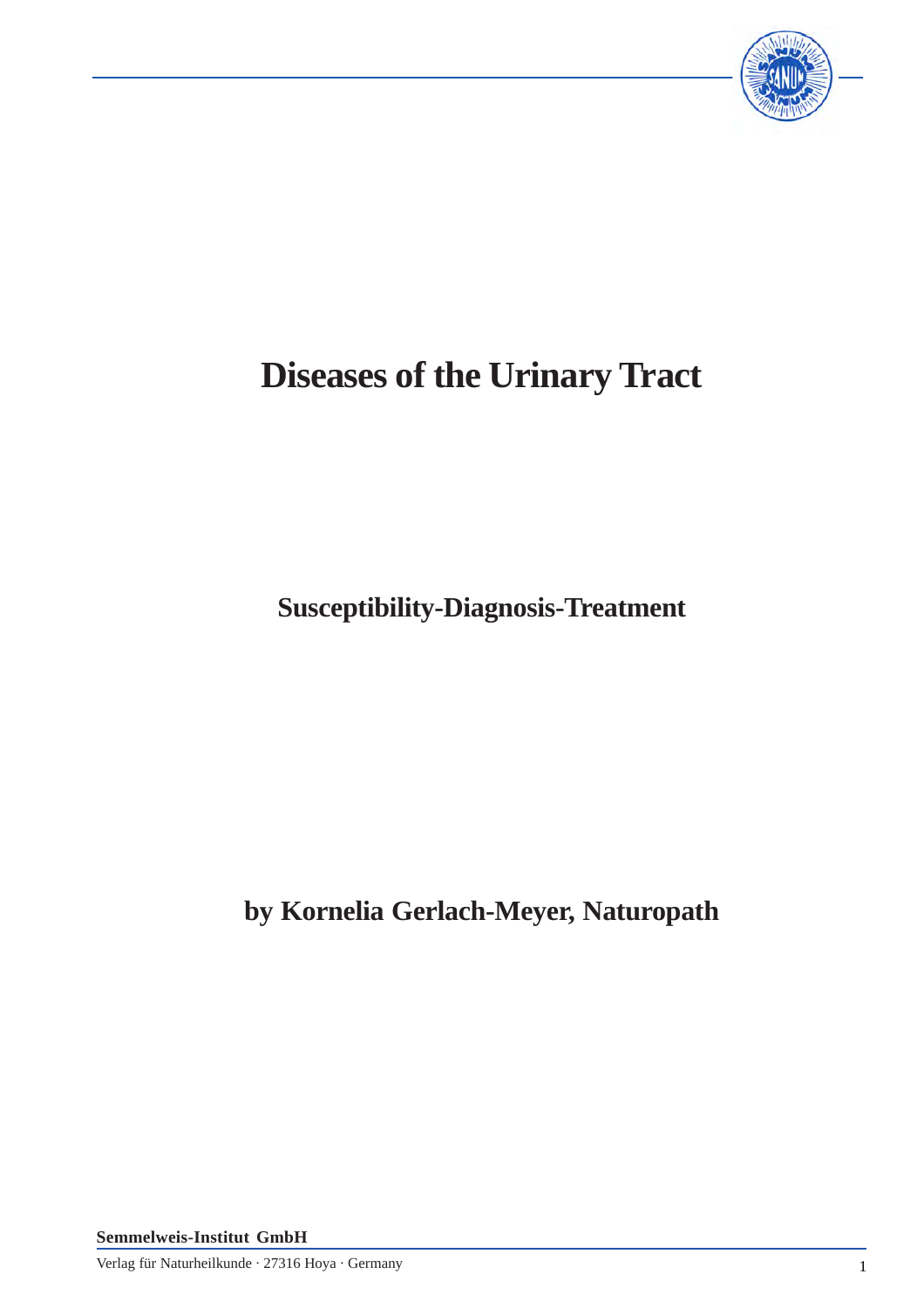# Diseases of the Urinary Tract

## Susceptibility-Diagnosis-Treatment

### by Kornelia Gerlach-Meyer, Naturopath

**Semmelweis-Institut GmbH**

Verlag für Naturheilkunde · 27316 Hoya · Germany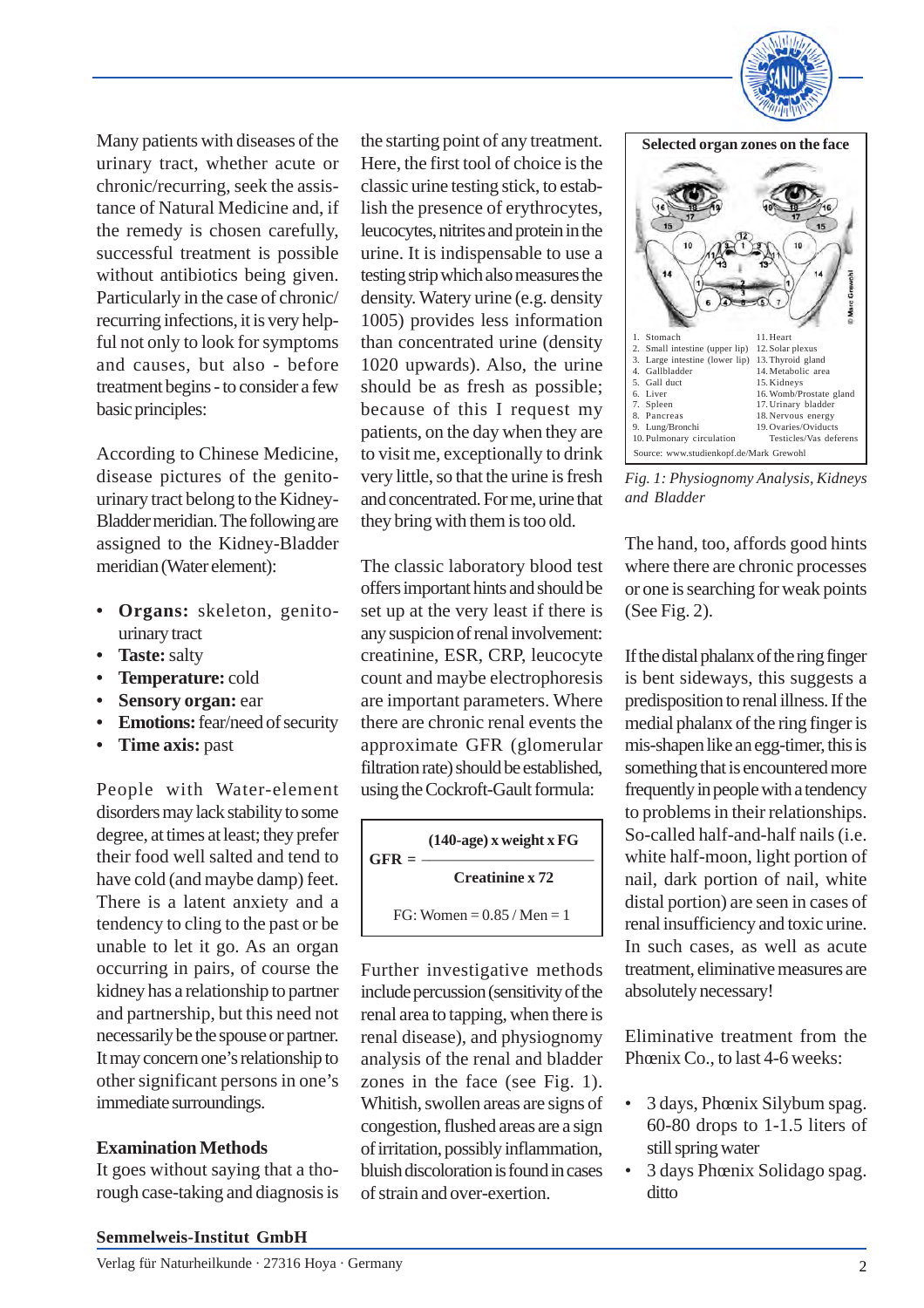Many patients with diseases of the urinary tract, whether acute or chronic/recurring, seek the assistance of Natural Medicine and, if the remedy is chosen carefully, successful treatment is possible without antibiotics being given. Particularly in the case of chronic/recurring infections, it is very helpful not only to look for symptoms and causes, but also - before treatment begins - to consider a few basic principles:

According to Chinese Medicine, disease pictures of the genitourinary tract belong to the Kidney-Bladder meridian. The following are assigned to the Kidney-Bladder meridian (Water element):

- **Organs:** skeleton, genitourinary tract
- **Taste:** salty
- **Temperature:** cold
- **Sensory organ:** ear
- **Emotions:** fear/need of security
- **Time axis:** past

People with Water-element disorders may lack stability to some degree, at times at least; they prefer their food well salted and tend to have cold (and maybe damp) feet. There is a latent anxiety and a tendency to cling to the past or be unable to let it go. As an organ occurring in pairs, of course the kidney has a relationship to partner and partnership, but this need not necessarily be the spouse or partner. It may concern one's relationship to other significant persons in one's immediate surroundings.

### Examination Methods

It goes without saying that a thorough case-taking and diagnosis is the starting point of any treatment. Here, the first tool of choice is the classic urine testing stick, to establish the presence of erythrocytes, leucocytes, nitrites and protein in the urine. It is indispensable to use a testing strip which also measures the density. Watery urine (e.g. density 1005) provides less information than concentrated urine (density 1020 upwards). Also, the urine should be as fresh as possible; because of this I request my patients, on the day when they are to visit me, exceptionally to drink very little, so that the urine is fresh and concentrated. For me, urine that they bring with them is too old.

The classic laboratory blood test offers important hints and should be set up at the very least if there is any suspicion of renal involvement: creatinine, ESR, CRP, leucocyte count and maybe electrophoresis are important parameters. Where there are chronic renal events the approximate GFR (glomerular filtration rate) should be established, using the Cockroft-Gault formula:

$$\text{GFR} = \frac{(140\text{-age}) \times \text{weight} \times \text{FG}}{\text{Creatinine} \times 72}$$

FG: Women = 0.85 / Men = 1

Further investigative methods include percussion (sensitivity of the renal area to tapping, when there is renal disease), and physiognomy analysis of the renal and bladder zones in the face (see Fig. 1). Whitish, swollen areas are signs of congestion, flushed areas are a sign of irritation, possibly inflammation, bluish discoloration is found in cases of strain and over-exertion.

**Selected organ zones on the face**

1. Stomach
2. Small intestine (upper lip)
3. Large intestine (lower lip)
4. Gallbladder
5. Gall duct
6. Liver
7. Spleen
8. Pancreas
9. Lung/Bronchi
10. Pulmonary circulation
11. Heart
12. Solar plexus
13. Thyroid gland
14. Metabolic area
15. Kidneys
16. Womb/Prostate gland
17. Urinary bladder
18. Nervous energy
19. Ovaries/Oviducts Testicles/Vas deferens

Source: www.studienkopf.de/Mark Grewohl

*Fig. 1: Physiognomy Analysis, Kidneys and Bladder*

The hand, too, affords good hints where there are chronic processes or one is searching for weak points (See Fig. 2).

If the distal phalanx of the ring finger is bent sideways, this suggests a predisposition to renal illness. If the medial phalanx of the ring finger is mis-shapen like an egg-timer, this is something that is encountered more frequently in people with a tendency to problems in their relationships. So-called half-and-half nails (i.e. white half-moon, light portion of nail, dark portion of nail, white distal portion) are seen in cases of renal insufficiency and toxic urine. In such cases, as well as acute treatment, eliminative measures are absolutely necessary!

Eliminative treatment from the Phœnix Co., to last 4-6 weeks:

- 3 days, Phœnix Silybum spag. 60-80 drops to 1-1.5 liters of still spring water
- 3 days Phœnix Solidago spag. ditto

**Semmelweis-Institut GmbH**
Verlag für Naturheilkunde · 27316 Hoya · Germany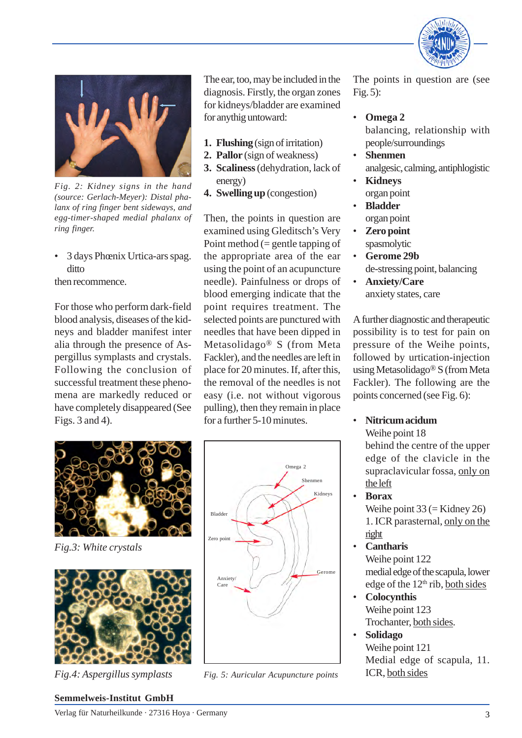Fig. 2: Kidney signs in the hand (source: Gerlach-Meyer): Distal phalanx of ring finger bent sideways, and egg-timer-shaped medial phalanx of ring finger.

- 3 days Phœnix Urtica-ars spag. ditto

then recommence.

For those who perform dark-field blood analysis, diseases of the kidneys and bladder manifest inter alia through the presence of Aspergillus symplasts and crystals. Following the conclusion of successful treatment these phenomena are markedly reduced or have completely disappeared (See Figs. 3 and 4).

Fig.3: White crystals

Fig.4: Aspergillus symplasts

The ear, too, may be included in the diagnosis. Firstly, the organ zones for kidneys/bladder are examined for anythig untoward:

1. **Flushing** (sign of irritation)
2. **Pallor** (sign of weakness)
3. **Scaliness** (dehydration, lack of energy)
4. **Swelling up** (congestion)

Then, the points in question are examined using Gleditsch's Very Point method (= gentle tapping of the appropriate area of the ear using the point of an acupuncture needle). Painfulness or drops of blood emerging indicate that the point requires treatment. The selected points are punctured with needles that have been dipped in Metasolidago® S (from Meta Fackler), and the needles are left in place for 20 minutes. If, after this, the removal of the needles is not easy (i.e. not without vigorous pulling), then they remain in place for a further 5-10 minutes.

Fig. 5: Auricular Acupuncture points

The points in question are (see Fig. 5):

- **Omega 2**
  balancing, relationship with people/surroundings
- **Shenmen**
  analgesic, calming, antiphlogistic
- **Kidneys**
  organ point
- **Bladder**
  organ point
- **Zero point**
  spasmolytic
- **Gerome 29b**
  de-stressing point, balancing
- **Anxiety/Care**
  anxiety states, care

A further diagnostic and therapeutic possibility is to test for pain on pressure of the Weihe points, followed by urtication-injection using Metasolidago® S (from Meta Fackler). The following are the points concerned (see Fig. 6):

- **Nitricum acidum**
  Weihe point 18
  behind the centre of the upper edge of the clavicle in the supraclavicular fossa, <u>only on the left</u>
- **Borax**
  Weihe point 33 (= Kidney 26)
  1. ICR parasternal, <u>only on the right</u>
- **Cantharis**
  Weihe point 122
  medial edge of the scapula, lower edge of the 12th rib, <u>both sides</u>
- **Colocynthis**
  Weihe point 123
  Trochanter, <u>both sides</u>.
- **Solidago**
  Weihe point 121
  Medial edge of scapula, 11. ICR, <u>both sides</u>

**Semmelweis-Institut GmbH**

Verlag für Naturheilkunde · 27316 Hoya · Germany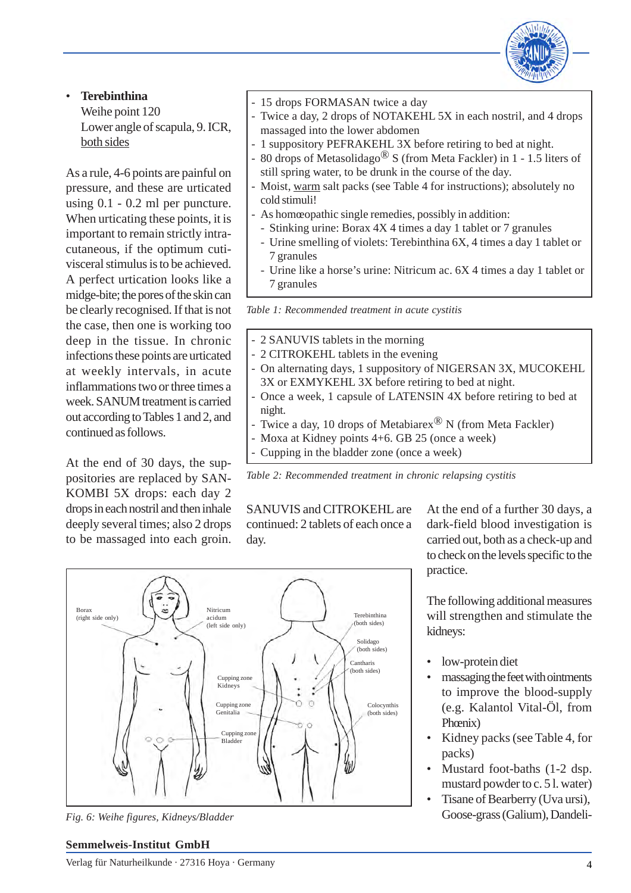- **Terebinthina**
  Weihe point 120
  Lower angle of scapula, 9. ICR, both sides

As a rule, 4-6 points are painful on pressure, and these are urticated using 0.1 - 0.2 ml per puncture. When urticating these points, it is important to remain strictly intra-cutaneous, if the optimum cuti-visceral stimulus is to be achieved. A perfect urtication looks like a midge-bite; the pores of the skin can be clearly recognised. If that is not the case, then one is working too deep in the tissue. In chronic infections these points are urticated at weekly intervals, in acute inflammations two or three times a week. SANUM treatment is carried out according to Tables 1 and 2, and continued as follows.

At the end of 30 days, the suppositories are replaced by SANKOMBI 5X drops: each day 2 drops in each nostril and then inhale deeply several times; also 2 drops to be massaged into each groin.

- 15 drops FORMASAN twice a day
- Twice a day, 2 drops of NOTAKEHL 5X in each nostril, and 4 drops massaged into the lower abdomen
- 1 suppository PEFRAKEHL 3X before retiring to bed at night.
- 80 drops of Metasolidago® S (from Meta Fackler) in 1 - 1.5 liters of still spring water, to be drunk in the course of the day.
- Moist, warm salt packs (see Table 4 for instructions); absolutely no cold stimuli!
- As homœopathic single remedies, possibly in addition:
  - Stinking urine: Borax 4X 4 times a day 1 tablet or 7 granules
  - Urine smelling of violets: Terebinthina 6X, 4 times a day 1 tablet or 7 granules
  - Urine like a horse's urine: Nitricum ac. 6X 4 times a day 1 tablet or 7 granules

*Table 1: Recommended treatment in acute cystitis*

- 2 SANUVIS tablets in the morning
- 2 CITROKEHL tablets in the evening
- On alternating days, 1 suppository of NIGERSAN 3X, MUCOKEHL 3X or EXMYKEHL 3X before retiring to bed at night.
- Once a week, 1 capsule of LATENSIN 4X before retiring to bed at night.
- Twice a day, 10 drops of Metabiarex® N (from Meta Fackler)
- Moxa at Kidney points 4+6. GB 25 (once a week)
- Cupping in the bladder zone (once a week)

*Table 2: Recommended treatment in chronic relapsing cystitis*

SANUVIS and CITROKEHL are continued: 2 tablets of each once a day.

At the end of a further 30 days, a dark-field blood investigation is carried out, both as a check-up and to check on the levels specific to the practice.

The following additional measures will strengthen and stimulate the kidneys:

- low-protein diet
- massaging the feet with ointments to improve the blood-supply (e.g. Kalantol Vital-Öl, from Phœnix)
- Kidney packs (see Table 4, for packs)
- Mustard foot-baths (1-2 dsp. mustard powder to c. 5 l. water)
- Tisane of Bearberry (Uva ursi), Goose-grass (Galium), Dandeli-

*Fig. 6: Weihe figures, Kidneys/Bladder*

**Semmelweis-Institut GmbH**
Verlag für Naturheilkunde · 27316 Hoya · Germany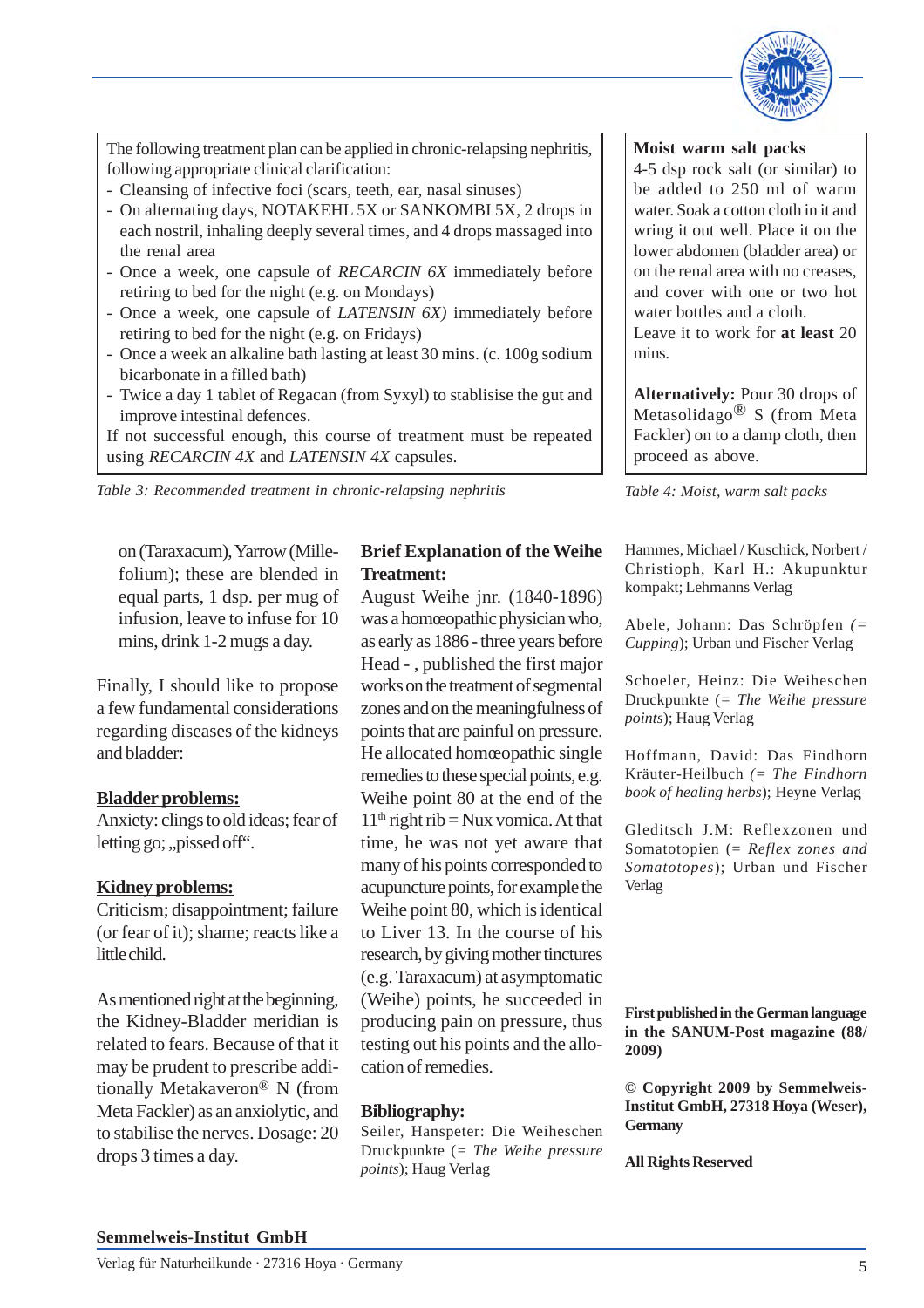The following treatment plan can be applied in chronic-relapsing nephritis, following appropriate clinical clarification:

- Cleansing of infective foci (scars, teeth, ear, nasal sinuses)
- On alternating days, NOTAKEHL 5X or SANKOMBI 5X, 2 drops in each nostril, inhaling deeply several times, and 4 drops massaged into the renal area
- Once a week, one capsule of *RECARCIN 6X* immediately before retiring to bed for the night (e.g. on Mondays)
- Once a week, one capsule of *LATENSIN 6X)* immediately before retiring to bed for the night (e.g. on Fridays)
- Once a week an alkaline bath lasting at least 30 mins. (c. 100g sodium bicarbonate in a filled bath)
- Twice a day 1 tablet of Regacan (from Syxyl) to stablisise the gut and improve intestinal defences.

If not successful enough, this course of treatment must be repeated using *RECARCIN 4X* and *LATENSIN 4X* capsules.

*Table 3: Recommended treatment in chronic-relapsing nephritis*

**Moist warm salt packs**
4-5 dsp rock salt (or similar) to be added to 250 ml of warm water. Soak a cotton cloth in it and wring it out well. Place it on the lower abdomen (bladder area) or on the renal area with no creases, and cover with one or two hot water bottles and a cloth.
Leave it to work for **at least** 20 mins.

**Alternatively:** Pour 30 drops of Metasolidago® S (from Meta Fackler) on to a damp cloth, then proceed as above.

*Table 4: Moist, warm salt packs*

on (Taraxacum), Yarrow (Millefolium); these are blended in equal parts, 1 dsp. per mug of infusion, leave to infuse for 10 mins, drink 1-2 mugs a day.

Finally, I should like to propose a few fundamental considerations regarding diseases of the kidneys and bladder:

**Bladder problems:**
Anxiety: clings to old ideas; fear of letting go; „pissed off".

**Kidney problems:**
Criticism; disappointment; failure (or fear of it); shame; reacts like a little child.

As mentioned right at the beginning, the Kidney-Bladder meridian is related to fears. Because of that it may be prudent to prescribe additionally Metakaveron® N (from Meta Fackler) as an anxiolytic, and to stabilise the nerves. Dosage: 20 drops 3 times a day.

## Brief Explanation of the Weihe Treatment:

August Weihe jnr. (1840-1896) was a homœopathic physician who, as early as 1886 - three years before Head - , published the first major works on the treatment of segmental zones and on the meaningfulness of points that are painful on pressure. He allocated homœopathic single remedies to these special points, e.g. Weihe point 80 at the end of the 11th right rib = Nux vomica. At that time, he was not yet aware that many of his points corresponded to acupuncture points, for example the Weihe point 80, which is identical to Liver 13. In the course of his research, by giving mother tinctures (e.g. Taraxacum) at asymptomatic (Weihe) points, he succeeded in producing pain on pressure, thus testing out his points and the allocation of remedies.

## Bibliography:

Seiler, Hanspeter: Die Weiheschen Druckpunkte (= *The Weihe pressure points*); Haug Verlag

Hammes, Michael / Kuschick, Norbert / Christioph, Karl H.: Akupunktur kompakt; Lehmanns Verlag

Abele, Johann: Das Schröpfen *(= Cupping*); Urban und Fischer Verlag

Schoeler, Heinz: Die Weiheschen Druckpunkte (= *The Weihe pressure points*); Haug Verlag

Hoffmann, David: Das Findhorn Kräuter-Heilbuch *(= The Findhorn book of healing herbs*); Heyne Verlag

Gleditsch J.M: Reflexzonen und Somatotopien (= *Reflex zones and Somatotopes*); Urban und Fischer Verlag

**First published in the German language in the SANUM-Post magazine (88/2009)**

**© Copyright 2009 by Semmelweis-Institut GmbH, 27318 Hoya (Weser), Germany**

**All Rights Reserved**

**Semmelweis-Institut GmbH**
Verlag für Naturheilkunde · 27316 Hoya · Germany